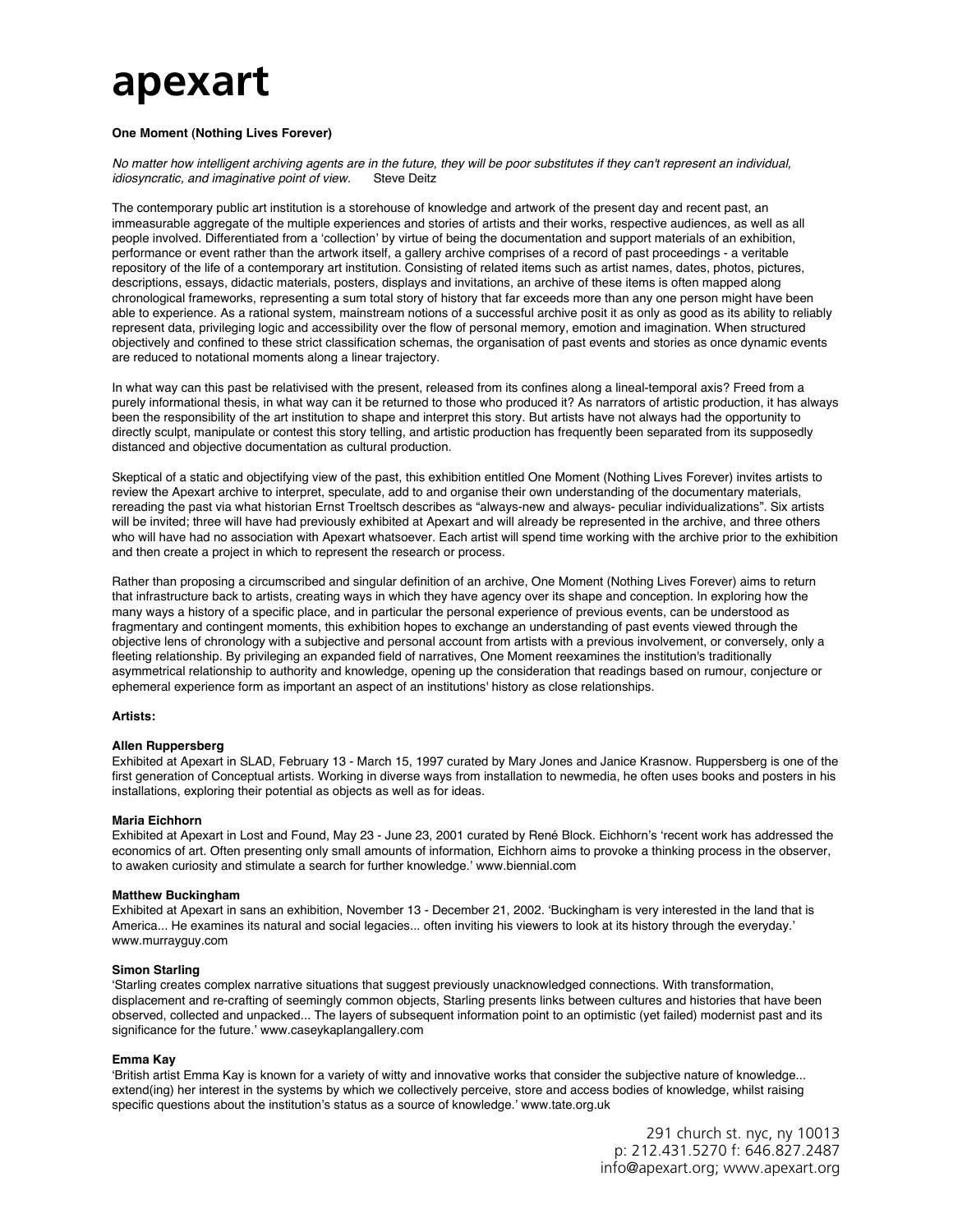# apexart

**One Moment (Nothing Lives Forever)**

*No matter how intelligent archiving agents are in the future, they will be poor substitutes if they can't represent an individual, idiosyncratic, and imaginative point of view.* Steve Deitz

The contemporary public art institution is a storehouse of knowledge and artwork of the present day and recent past, an immeasurable aggregate of the multiple experiences and stories of artists and their works, respective audiences, as well as all people involved. Differentiated from a 'collection' by virtue of being the documentation and support materials of an exhibition, performance or event rather than the artwork itself, a gallery archive comprises of a record of past proceedings - a veritable repository of the life of a contemporary art institution. Consisting of related items such as artist names, dates, photos, pictures, descriptions, essays, didactic materials, posters, displays and invitations, an archive of these items is often mapped along chronological frameworks, representing a sum total story of history that far exceeds more than any one person might have been able to experience. As a rational system, mainstream notions of a successful archive posit it as only as good as its ability to reliably represent data, privileging logic and accessibility over the flow of personal memory, emotion and imagination. When structured objectively and confined to these strict classification schemas, the organisation of past events and stories as once dynamic events are reduced to notational moments along a linear trajectory.

In what way can this past be relativised with the present, released from its confines along a lineal-temporal axis? Freed from a purely informational thesis, in what way can it be returned to those who produced it? As narrators of artistic production, it has always been the responsibility of the art institution to shape and interpret this story. But artists have not always had the opportunity to directly sculpt, manipulate or contest this story telling, and artistic production has frequently been separated from its supposedly distanced and objective documentation as cultural production.

Skeptical of a static and objectifying view of the past, this exhibition entitled One Moment (Nothing Lives Forever) invites artists to review the Apexart archive to interpret, speculate, add to and organise their own understanding of the documentary materials, rereading the past via what historian Ernst Troeltsch describes as "always-new and always- peculiar individualizations". Six artists will be invited; three will have had previously exhibited at Apexart and will already be represented in the archive, and three others who will have had no association with Apexart whatsoever. Each artist will spend time working with the archive prior to the exhibition and then create a project in which to represent the research or process.

Rather than proposing a circumscribed and singular definition of an archive, One Moment (Nothing Lives Forever) aims to return that infrastructure back to artists, creating ways in which they have agency over its shape and conception. In exploring how the many ways a history of a specific place, and in particular the personal experience of previous events, can be understood as fragmentary and contingent moments, this exhibition hopes to exchange an understanding of past events viewed through the objective lens of chronology with a subjective and personal account from artists with a previous involvement, or conversely, only a fleeting relationship. By privileging an expanded field of narratives, One Moment reexamines the institution's traditionally asymmetrical relationship to authority and knowledge, opening up the consideration that readings based on rumour, conjecture or ephemeral experience form as important an aspect of an institutions' history as close relationships.

**Artists:**

**Allen Ruppersberg**
Exhibited at Apexart in SLAD, February 13 - March 15, 1997 curated by Mary Jones and Janice Krasnow. Ruppersberg is one of the first generation of Conceptual artists. Working in diverse ways from installation to newmedia, he often uses books and posters in his installations, exploring their potential as objects as well as for ideas.

**Maria Eichhorn**
Exhibited at Apexart in Lost and Found, May 23 - June 23, 2001 curated by René Block. Eichhorn's 'recent work has addressed the economics of art. Often presenting only small amounts of information, Eichhorn aims to provoke a thinking process in the observer, to awaken curiosity and stimulate a search for further knowledge.' www.biennial.com

**Matthew Buckingham**
Exhibited at Apexart in sans an exhibition, November 13 - December 21, 2002. 'Buckingham is very interested in the land that is America... He examines its natural and social legacies... often inviting his viewers to look at its history through the everyday.' www.murrayguy.com

**Simon Starling**
'Starling creates complex narrative situations that suggest previously unacknowledged connections. With transformation, displacement and re-crafting of seemingly common objects, Starling presents links between cultures and histories that have been observed, collected and unpacked... The layers of subsequent information point to an optimistic (yet failed) modernist past and its significance for the future.' www.caseykaplangallery.com

**Emma Kay**
'British artist Emma Kay is known for a variety of witty and innovative works that consider the subjective nature of knowledge... extend(ing) her interest in the systems by which we collectively perceive, store and access bodies of knowledge, whilst raising specific questions about the institution's status as a source of knowledge.' www.tate.org.uk

291 church st. nyc, ny 10013
p: 212.431.5270 f: 646.827.2487
info@apexart.org; www.apexart.org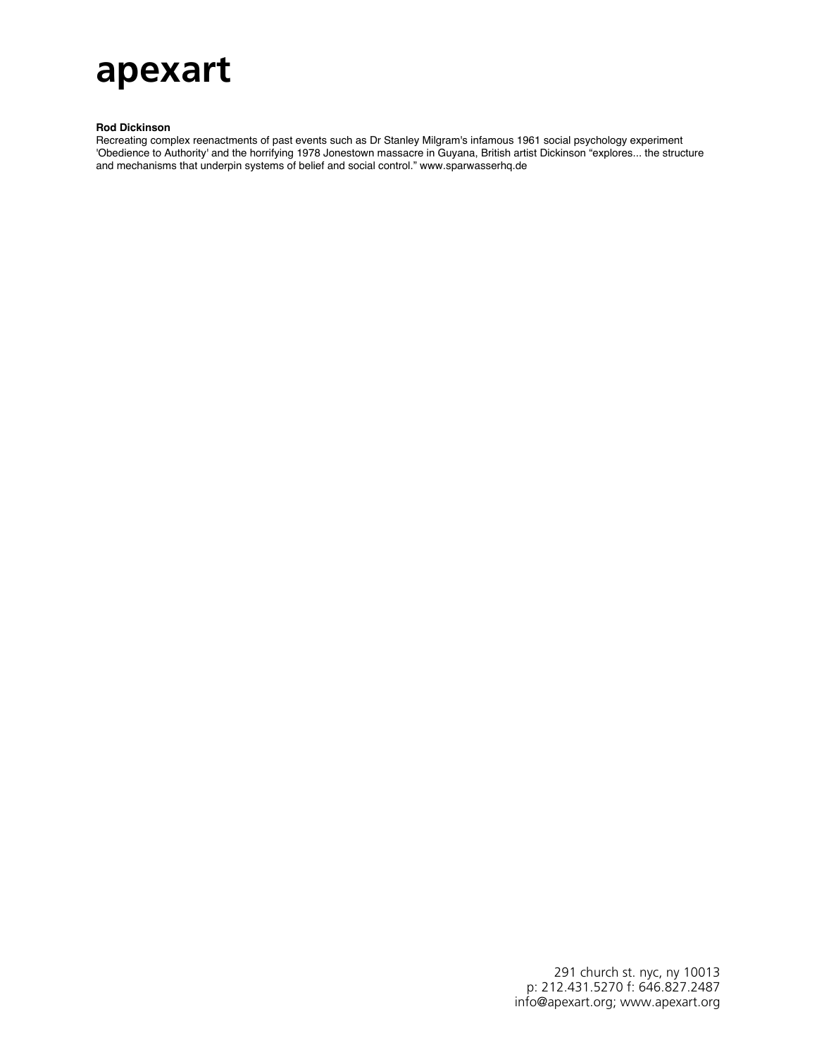# apexart

**Rod Dickinson**
Recreating complex reenactments of past events such as Dr Stanley Milgram's infamous 1961 social psychology experiment 'Obedience to Authority' and the horrifying 1978 Jonestown massacre in Guyana, British artist Dickinson "explores... the structure and mechanisms that underpin systems of belief and social control." www.sparwasserhq.de

291 church st. nyc, ny 10013
p: 212.431.5270 f: 646.827.2487
info@apexart.org; www.apexart.org